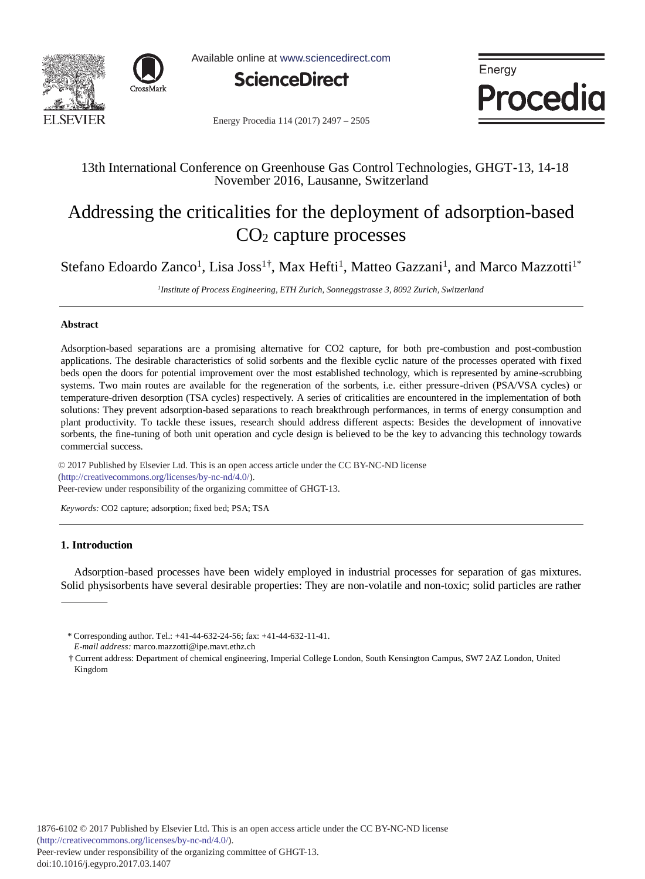13th International Conference on Greenhouse Gas Control Technologies, GHGT-13, 14-18 November 2016, Lausanne, Switzerland

# Addressing the criticalities for the deployment of adsorption-based $CO_2$ capture processes

Stefano Edoardo Zanco[1], Lisa Joss[1†], Max Hefti[1], Matteo Gazzani[1], and Marco Mazzotti[1*]

*[1]Institute of Process Engineering, ETH Zurich, Sonneggstrasse 3, 8092 Zurich, Switzerland*

---

### Abstract

Adsorption-based separations are a promising alternative for CO2 capture, for both pre-combustion and post-combustion applications. The desirable characteristics of solid sorbents and the flexible cyclic nature of the processes operated with fixed beds open the doors for potential improvement over the most established technology, which is represented by amine-scrubbing systems. Two main routes are available for the regeneration of the sorbents, i.e. either pressure-driven (PSA/VSA cycles) or temperature-driven desorption (TSA cycles) respectively. A series of criticalities are encountered in the implementation of both solutions: They prevent adsorption-based separations to reach breakthrough performances, in terms of energy consumption and plant productivity. To tackle these issues, research should address different aspects: Besides the development of innovative sorbents, the fine-tuning of both unit operation and cycle design is believed to be the key to advancing this technology towards commercial success.

© 2017 Published by Elsevier Ltd. This is an open access article under the CC BY-NC-ND license (http://creativecommons.org/licenses/by-nc-nd/4.0/).
Peer-review under responsibility of the organizing committee of GHGT-13.

*Keywords:* CO2 capture; adsorption; fixed bed; PSA; TSA

---

## 1. Introduction

Adsorption-based processes have been widely employed in industrial processes for separation of gas mixtures. Solid physisorbents have several desirable properties: They are non-volatile and non-toxic; solid particles are rather

---

\* Corresponding author. Tel.: +41-44-632-24-56; fax: +41-44-632-11-41.
*E-mail address:* marco.mazzotti@ipe.mavt.ethz.ch

† Current address: Department of chemical engineering, Imperial College London, South Kensington Campus, SW7 2AZ London, United Kingdom

1876-6102 © 2017 Published by Elsevier Ltd. This is an open access article under the CC BY-NC-ND license (http://creativecommons.org/licenses/by-nc-nd/4.0/).
Peer-review under responsibility of the organizing committee of GHGT-13.
doi:10.1016/j.egypro.2017.03.1407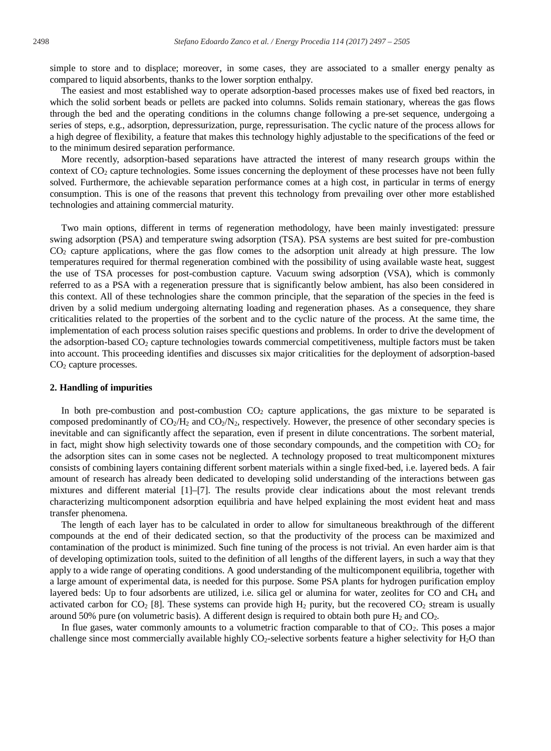simple to store and to displace; moreover, in some cases, they are associated to a smaller energy penalty as compared to liquid absorbents, thanks to the lower sorption enthalpy.

The easiest and most established way to operate adsorption-based processes makes use of fixed bed reactors, in which the solid sorbent beads or pellets are packed into columns. Solids remain stationary, whereas the gas flows through the bed and the operating conditions in the columns change following a pre-set sequence, undergoing a series of steps, e.g., adsorption, depressurization, purge, repressurisation. The cyclic nature of the process allows for a high degree of flexibility, a feature that makes this technology highly adjustable to the specifications of the feed or to the minimum desired separation performance.

More recently, adsorption-based separations have attracted the interest of many research groups within the context of $CO_2$ capture technologies. Some issues concerning the deployment of these processes have not been fully solved. Furthermore, the achievable separation performance comes at a high cost, in particular in terms of energy consumption. This is one of the reasons that prevent this technology from prevailing over other more established technologies and attaining commercial maturity.

Two main options, different in terms of regeneration methodology, have been mainly investigated: pressure swing adsorption (PSA) and temperature swing adsorption (TSA). PSA systems are best suited for pre-combustion $CO_2$ capture applications, where the gas flow comes to the adsorption unit already at high pressure. The low temperatures required for thermal regeneration combined with the possibility of using available waste heat, suggest the use of TSA processes for post-combustion capture. Vacuum swing adsorption (VSA), which is commonly referred to as a PSA with a regeneration pressure that is significantly below ambient, has also been considered in this context. All of these technologies share the common principle, that the separation of the species in the feed is driven by a solid medium undergoing alternating loading and regeneration phases. As a consequence, they share criticalities related to the properties of the sorbent and to the cyclic nature of the process. At the same time, the implementation of each process solution raises specific questions and problems. In order to drive the development of the adsorption-based $CO_2$ capture technologies towards commercial competitiveness, multiple factors must be taken into account. This proceeding identifies and discusses six major criticalities for the deployment of adsorption-based $CO_2$ capture processes.

## 2. Handling of impurities

In both pre-combustion and post-combustion $CO_2$ capture applications, the gas mixture to be separated is composed predominantly of $CO_2/H_2$ and $CO_2/N_2$, respectively. However, the presence of other secondary species is inevitable and can significantly affect the separation, even if present in dilute concentrations. The sorbent material, in fact, might show high selectivity towards one of those secondary compounds, and the competition with $CO_2$ for the adsorption sites can in some cases not be neglected. A technology proposed to treat multicomponent mixtures consists of combining layers containing different sorbent materials within a single fixed-bed, i.e. layered beds. A fair amount of research has already been dedicated to developing solid understanding of the interactions between gas mixtures and different material [1]–[7]. The results provide clear indications about the most relevant trends characterizing multicomponent adsorption equilibria and have helped explaining the most evident heat and mass transfer phenomena.

The length of each layer has to be calculated in order to allow for simultaneous breakthrough of the different compounds at the end of their dedicated section, so that the productivity of the process can be maximized and contamination of the product is minimized. Such fine tuning of the process is not trivial. An even harder aim is that of developing optimization tools, suited to the definition of all lengths of the different layers, in such a way that they apply to a wide range of operating conditions. A good understanding of the multicomponent equilibria, together with a large amount of experimental data, is needed for this purpose. Some PSA plants for hydrogen purification employ layered beds: Up to four adsorbents are utilized, i.e. silica gel or alumina for water, zeolites for CO and $CH_4$ and activated carbon for $CO_2$ [8]. These systems can provide high $H_2$ purity, but the recovered $CO_2$ stream is usually around 50% pure (on volumetric basis). A different design is required to obtain both pure $H_2$ and $CO_2$.

In flue gases, water commonly amounts to a volumetric fraction comparable to that of $CO_2$. This poses a major challenge since most commercially available highly $CO_2$-selective sorbents feature a higher selectivity for $H_2O$ than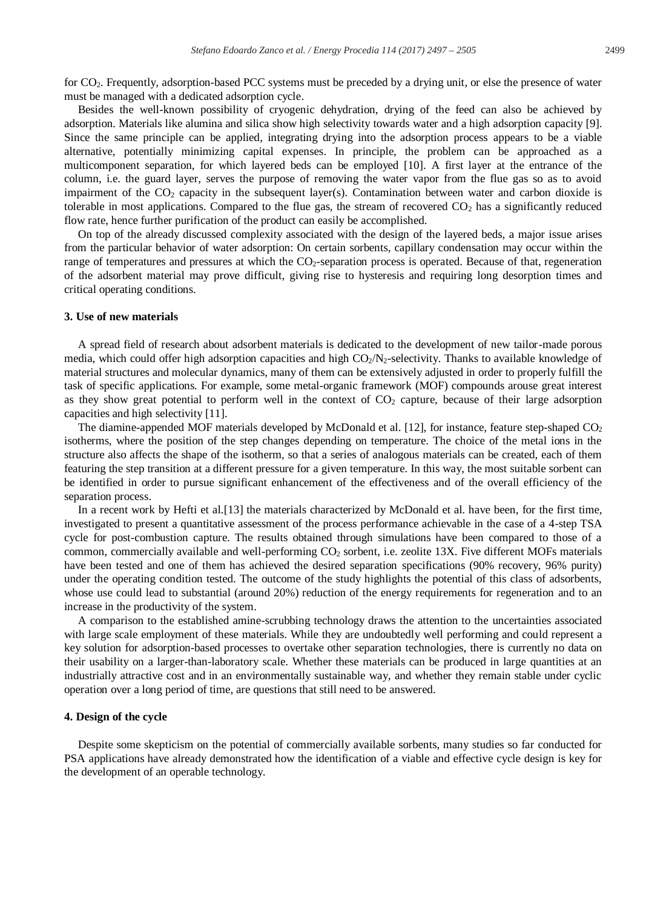for $CO_2$. Frequently, adsorption-based PCC systems must be preceded by a drying unit, or else the presence of water must be managed with a dedicated adsorption cycle.

Besides the well-known possibility of cryogenic dehydration, drying of the feed can also be achieved by adsorption. Materials like alumina and silica show high selectivity towards water and a high adsorption capacity [9]. Since the same principle can be applied, integrating drying into the adsorption process appears to be a viable alternative, potentially minimizing capital expenses. In principle, the problem can be approached as a multicomponent separation, for which layered beds can be employed [10]. A first layer at the entrance of the column, i.e. the guard layer, serves the purpose of removing the water vapor from the flue gas so as to avoid impairment of the $CO_2$ capacity in the subsequent layer(s). Contamination between water and carbon dioxide is tolerable in most applications. Compared to the flue gas, the stream of recovered $CO_2$ has a significantly reduced flow rate, hence further purification of the product can easily be accomplished.

On top of the already discussed complexity associated with the design of the layered beds, a major issue arises from the particular behavior of water adsorption: On certain sorbents, capillary condensation may occur within the range of temperatures and pressures at which the $CO_2$-separation process is operated. Because of that, regeneration of the adsorbent material may prove difficult, giving rise to hysteresis and requiring long desorption times and critical operating conditions.

### 3. Use of new materials

A spread field of research about adsorbent materials is dedicated to the development of new tailor-made porous media, which could offer high adsorption capacities and high $CO_2/N_2$-selectivity. Thanks to available knowledge of material structures and molecular dynamics, many of them can be extensively adjusted in order to properly fulfill the task of specific applications. For example, some metal-organic framework (MOF) compounds arouse great interest as they show great potential to perform well in the context of $CO_2$ capture, because of their large adsorption capacities and high selectivity [11].

The diamine-appended MOF materials developed by McDonald et al. [12], for instance, feature step-shaped $CO_2$ isotherms, where the position of the step changes depending on temperature. The choice of the metal ions in the structure also affects the shape of the isotherm, so that a series of analogous materials can be created, each of them featuring the step transition at a different pressure for a given temperature. In this way, the most suitable sorbent can be identified in order to pursue significant enhancement of the effectiveness and of the overall efficiency of the separation process.

In a recent work by Hefti et al.[13] the materials characterized by McDonald et al. have been, for the first time, investigated to present a quantitative assessment of the process performance achievable in the case of a 4-step TSA cycle for post-combustion capture. The results obtained through simulations have been compared to those of a common, commercially available and well-performing $CO_2$ sorbent, i.e. zeolite 13X. Five different MOFs materials have been tested and one of them has achieved the desired separation specifications (90% recovery, 96% purity) under the operating condition tested. The outcome of the study highlights the potential of this class of adsorbents, whose use could lead to substantial (around 20%) reduction of the energy requirements for regeneration and to an increase in the productivity of the system.

A comparison to the established amine-scrubbing technology draws the attention to the uncertainties associated with large scale employment of these materials. While they are undoubtedly well performing and could represent a key solution for adsorption-based processes to overtake other separation technologies, there is currently no data on their usability on a larger-than-laboratory scale. Whether these materials can be produced in large quantities at an industrially attractive cost and in an environmentally sustainable way, and whether they remain stable under cyclic operation over a long period of time, are questions that still need to be answered.

### 4. Design of the cycle

Despite some skepticism on the potential of commercially available sorbents, many studies so far conducted for PSA applications have already demonstrated how the identification of a viable and effective cycle design is key for the development of an operable technology.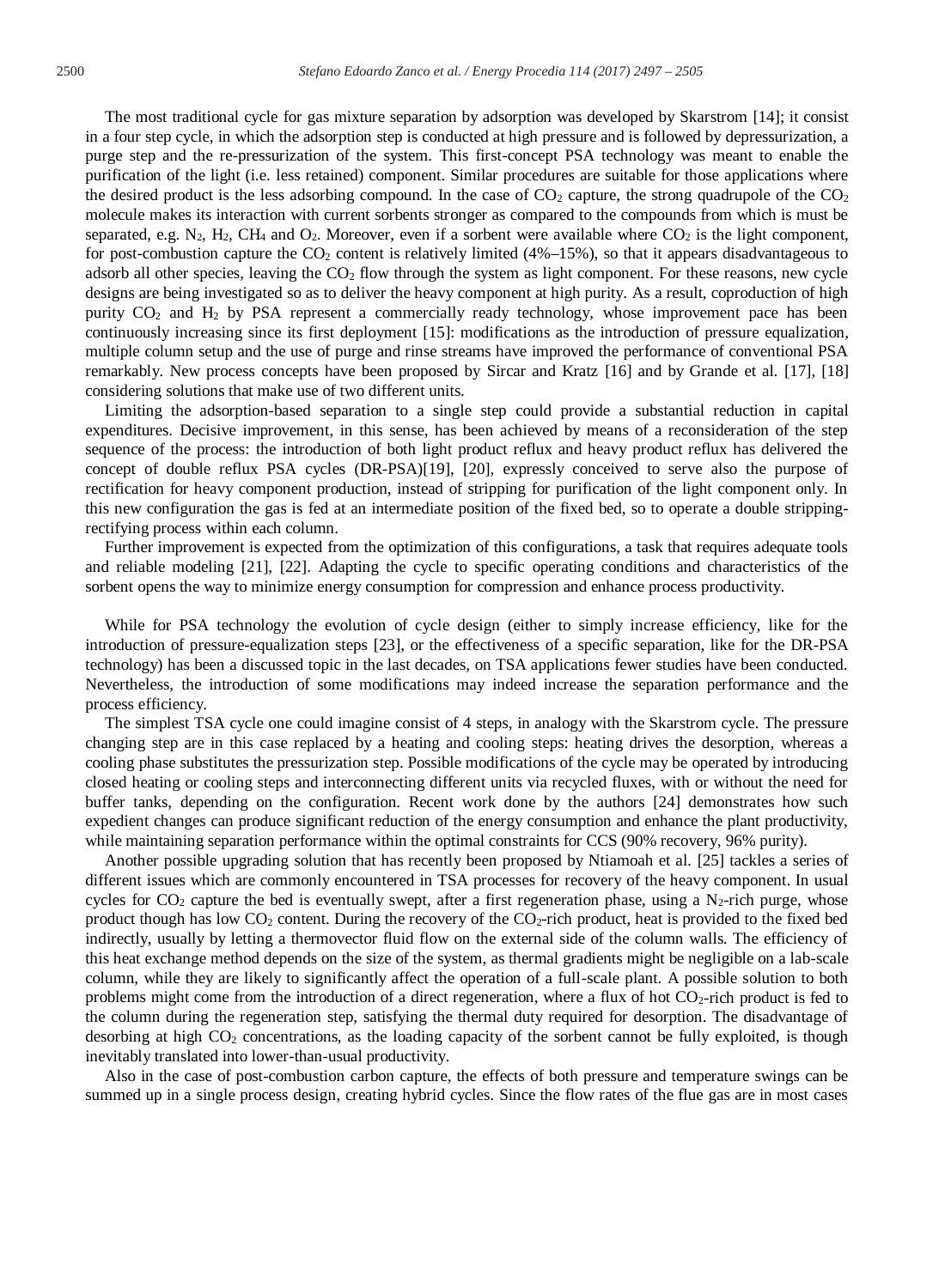The most traditional cycle for gas mixture separation by adsorption was developed by Skarstrom [14]; it consist in a four step cycle, in which the adsorption step is conducted at high pressure and is followed by depressurization, a purge step and the re-pressurization of the system. This first-concept PSA technology was meant to enable the purification of the light (i.e. less retained) component. Similar procedures are suitable for those applications where the desired product is the less adsorbing compound. In the case of $CO_2$ capture, the strong quadrupole of the $CO_2$ molecule makes its interaction with current sorbents stronger as compared to the compounds from which is must be separated, e.g. $N_2$, $H_2$, $CH_4$ and $O_2$. Moreover, even if a sorbent were available where $CO_2$ is the light component, for post-combustion capture the $CO_2$ content is relatively limited (4%–15%), so that it appears disadvantageous to adsorb all other species, leaving the $CO_2$ flow through the system as light component. For these reasons, new cycle designs are being investigated so as to deliver the heavy component at high purity. As a result, coproduction of high purity $CO_2$ and $H_2$ by PSA represent a commercially ready technology, whose improvement pace has been continuously increasing since its first deployment [15]: modifications as the introduction of pressure equalization, multiple column setup and the use of purge and rinse streams have improved the performance of conventional PSA remarkably. New process concepts have been proposed by Sircar and Kratz [16] and by Grande et al. [17], [18] considering solutions that make use of two different units.

Limiting the adsorption-based separation to a single step could provide a substantial reduction in capital expenditures. Decisive improvement, in this sense, has been achieved by means of a reconsideration of the step sequence of the process: the introduction of both light product reflux and heavy product reflux has delivered the concept of double reflux PSA cycles (DR-PSA)[19], [20], expressly conceived to serve also the purpose of rectification for heavy component production, instead of stripping for purification of the light component only. In this new configuration the gas is fed at an intermediate position of the fixed bed, so to operate a double stripping-rectifying process within each column.

Further improvement is expected from the optimization of this configurations, a task that requires adequate tools and reliable modeling [21], [22]. Adapting the cycle to specific operating conditions and characteristics of the sorbent opens the way to minimize energy consumption for compression and enhance process productivity.

While for PSA technology the evolution of cycle design (either to simply increase efficiency, like for the introduction of pressure-equalization steps [23], or the effectiveness of a specific separation, like for the DR-PSA technology) has been a discussed topic in the last decades, on TSA applications fewer studies have been conducted. Nevertheless, the introduction of some modifications may indeed increase the separation performance and the process efficiency.

The simplest TSA cycle one could imagine consist of 4 steps, in analogy with the Skarstrom cycle. The pressure changing step are in this case replaced by a heating and cooling steps: heating drives the desorption, whereas a cooling phase substitutes the pressurization step. Possible modifications of the cycle may be operated by introducing closed heating or cooling steps and interconnecting different units via recycled fluxes, with or without the need for buffer tanks, depending on the configuration. Recent work done by the authors [24] demonstrates how such expedient changes can produce significant reduction of the energy consumption and enhance the plant productivity, while maintaining separation performance within the optimal constraints for CCS (90% recovery, 96% purity).

Another possible upgrading solution that has recently been proposed by Ntiamoah et al. [25] tackles a series of different issues which are commonly encountered in TSA processes for recovery of the heavy component. In usual cycles for $CO_2$ capture the bed is eventually swept, after a first regeneration phase, using a $N_2$-rich purge, whose product though has low $CO_2$ content. During the recovery of the $CO_2$-rich product, heat is provided to the fixed bed indirectly, usually by letting a thermovector fluid flow on the external side of the column walls. The efficiency of this heat exchange method depends on the size of the system, as thermal gradients might be negligible on a lab-scale column, while they are likely to significantly affect the operation of a full-scale plant. A possible solution to both problems might come from the introduction of a direct regeneration, where a flux of hot $CO_2$-rich product is fed to the column during the regeneration step, satisfying the thermal duty required for desorption. The disadvantage of desorbing at high $CO_2$ concentrations, as the loading capacity of the sorbent cannot be fully exploited, is though inevitably translated into lower-than-usual productivity.

Also in the case of post-combustion carbon capture, the effects of both pressure and temperature swings can be summed up in a single process design, creating hybrid cycles. Since the flow rates of the flue gas are in most cases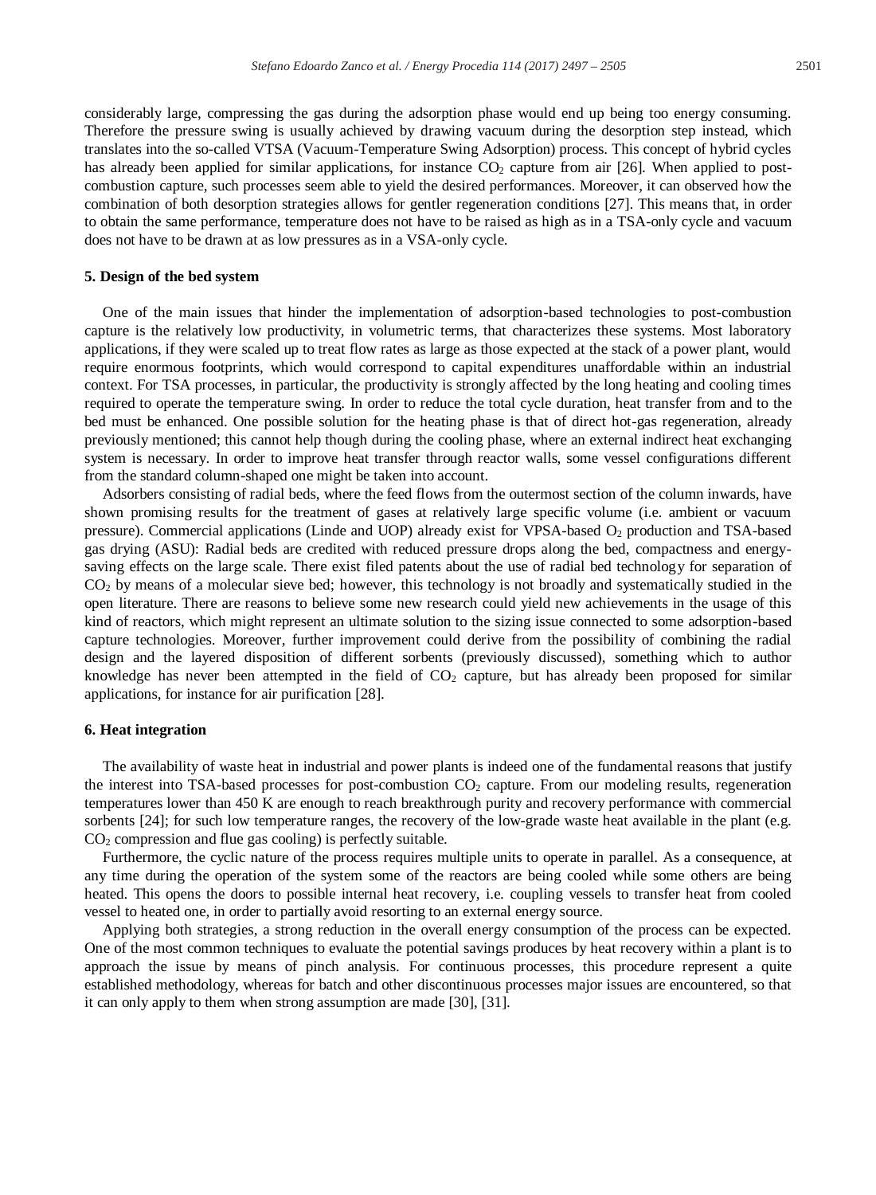considerably large, compressing the gas during the adsorption phase would end up being too energy consuming. Therefore the pressure swing is usually achieved by drawing vacuum during the desorption step instead, which translates into the so-called VTSA (Vacuum-Temperature Swing Adsorption) process. This concept of hybrid cycles has already been applied for similar applications, for instance $CO_2$ capture from air [26]. When applied to post-combustion capture, such processes seem able to yield the desired performances. Moreover, it can observed how the combination of both desorption strategies allows for gentler regeneration conditions [27]. This means that, in order to obtain the same performance, temperature does not have to be raised as high as in a TSA-only cycle and vacuum does not have to be drawn at as low pressures as in a VSA-only cycle.

## 5. Design of the bed system

One of the main issues that hinder the implementation of adsorption-based technologies to post-combustion capture is the relatively low productivity, in volumetric terms, that characterizes these systems. Most laboratory applications, if they were scaled up to treat flow rates as large as those expected at the stack of a power plant, would require enormous footprints, which would correspond to capital expenditures unaffordable within an industrial context. For TSA processes, in particular, the productivity is strongly affected by the long heating and cooling times required to operate the temperature swing. In order to reduce the total cycle duration, heat transfer from and to the bed must be enhanced. One possible solution for the heating phase is that of direct hot-gas regeneration, already previously mentioned; this cannot help though during the cooling phase, where an external indirect heat exchanging system is necessary. In order to improve heat transfer through reactor walls, some vessel configurations different from the standard column-shaped one might be taken into account.

Adsorbers consisting of radial beds, where the feed flows from the outermost section of the column inwards, have shown promising results for the treatment of gases at relatively large specific volume (i.e. ambient or vacuum pressure). Commercial applications (Linde and UOP) already exist for VPSA-based $O_2$ production and TSA-based gas drying (ASU): Radial beds are credited with reduced pressure drops along the bed, compactness and energy-saving effects on the large scale. There exist filed patents about the use of radial bed technology for separation of $CO_2$ by means of a molecular sieve bed; however, this technology is not broadly and systematically studied in the open literature. There are reasons to believe some new research could yield new achievements in the usage of this kind of reactors, which might represent an ultimate solution to the sizing issue connected to some adsorption-based capture technologies. Moreover, further improvement could derive from the possibility of combining the radial design and the layered disposition of different sorbents (previously discussed), something which to author knowledge has never been attempted in the field of $CO_2$ capture, but has already been proposed for similar applications, for instance for air purification [28].

## 6. Heat integration

The availability of waste heat in industrial and power plants is indeed one of the fundamental reasons that justify the interest into TSA-based processes for post-combustion $CO_2$ capture. From our modeling results, regeneration temperatures lower than 450 K are enough to reach breakthrough purity and recovery performance with commercial sorbents [24]; for such low temperature ranges, the recovery of the low-grade waste heat available in the plant (e.g. $CO_2$ compression and flue gas cooling) is perfectly suitable.

Furthermore, the cyclic nature of the process requires multiple units to operate in parallel. As a consequence, at any time during the operation of the system some of the reactors are being cooled while some others are being heated. This opens the doors to possible internal heat recovery, i.e. coupling vessels to transfer heat from cooled vessel to heated one, in order to partially avoid resorting to an external energy source.

Applying both strategies, a strong reduction in the overall energy consumption of the process can be expected. One of the most common techniques to evaluate the potential savings produces by heat recovery within a plant is to approach the issue by means of pinch analysis. For continuous processes, this procedure represent a quite established methodology, whereas for batch and other discontinuous processes major issues are encountered, so that it can only apply to them when strong assumption are made [30], [31].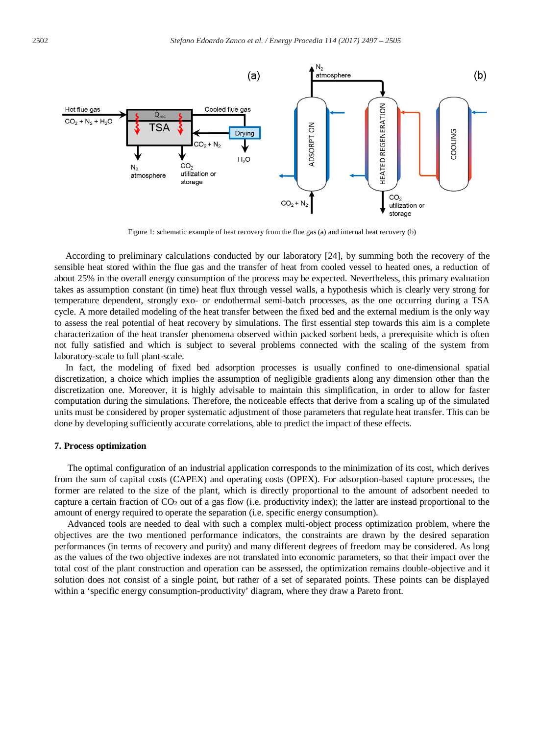(a)

Hot flue gas

$CO_2 + N_2 + H_2O$

$Q_{rec}$

TSA

Cooled flue gas

Drying

$CO_2 + N_2$

$H_2O$

$N_2$
atmosphere

$CO_2$
utilization or
storage

(b)

$N_2$
atmosphere

ADSORPTION

HEATED REGENERATION

COOLING

$CO_2 + N_2$

$CO_2$
utilization or
storage

Figure 1: schematic example of heat recovery from the flue gas (a) and internal heat recovery (b)

According to preliminary calculations conducted by our laboratory [24], by summing both the recovery of the sensible heat stored within the flue gas and the transfer of heat from cooled vessel to heated ones, a reduction of about 25% in the overall energy consumption of the process may be expected. Nevertheless, this primary evaluation takes as assumption constant (in time) heat flux through vessel walls, a hypothesis which is clearly very strong for temperature dependent, strongly exo- or endothermal semi-batch processes, as the one occurring during a TSA cycle. A more detailed modeling of the heat transfer between the fixed bed and the external medium is the only way to assess the real potential of heat recovery by simulations. The first essential step towards this aim is a complete characterization of the heat transfer phenomena observed within packed sorbent beds, a prerequisite which is often not fully satisfied and which is subject to several problems connected with the scaling of the system from laboratory-scale to full plant-scale.

In fact, the modeling of fixed bed adsorption processes is usually confined to one-dimensional spatial discretization, a choice which implies the assumption of negligible gradients along any dimension other than the discretization one. Moreover, it is highly advisable to maintain this simplification, in order to allow for faster computation during the simulations. Therefore, the noticeable effects that derive from a scaling up of the simulated units must be considered by proper systematic adjustment of those parameters that regulate heat transfer. This can be done by developing sufficiently accurate correlations, able to predict the impact of these effects.

## 7. Process optimization

The optimal configuration of an industrial application corresponds to the minimization of its cost, which derives from the sum of capital costs (CAPEX) and operating costs (OPEX). For adsorption-based capture processes, the former are related to the size of the plant, which is directly proportional to the amount of adsorbent needed to capture a certain fraction of $CO_2$ out of a gas flow (i.e. productivity index); the latter are instead proportional to the amount of energy required to operate the separation (i.e. specific energy consumption).

Advanced tools are needed to deal with such a complex multi-object process optimization problem, where the objectives are the two mentioned performance indicators, the constraints are drawn by the desired separation performances (in terms of recovery and purity) and many different degrees of freedom may be considered. As long as the values of the two objective indexes are not translated into economic parameters, so that their impact over the total cost of the plant construction and operation can be assessed, the optimization remains double-objective and it solution does not consist of a single point, but rather of a set of separated points. These points can be displayed within a 'specific energy consumption-productivity' diagram, where they draw a Pareto front.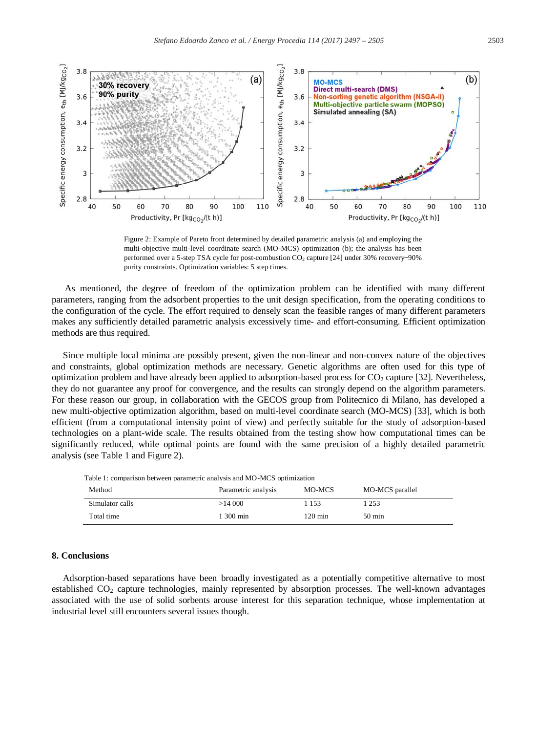Figure 2: Example of Pareto front determined by detailed parametric analysis (a) and employing the multi-objective multi-level coordinate search (MO-MCS) optimization (b); the analysis has been performed over a 5-step TSA cycle for post-combustion $CO_2$ capture [24] under 30% recovery–90% purity constraints. Optimization variables: 5 step times.

As mentioned, the degree of freedom of the optimization problem can be identified with many different parameters, ranging from the adsorbent properties to the unit design specification, from the operating conditions to the configuration of the cycle. The effort required to densely scan the feasible ranges of many different parameters makes any sufficiently detailed parametric analysis excessively time- and effort-consuming. Efficient optimization methods are thus required.

Since multiple local minima are possibly present, given the non-linear and non-convex nature of the objectives and constraints, global optimization methods are necessary. Genetic algorithms are often used for this type of optimization problem and have already been applied to adsorption-based process for $CO_2$ capture [32]. Nevertheless, they do not guarantee any proof for convergence, and the results can strongly depend on the algorithm parameters. For these reason our group, in collaboration with the GECOS group from Politecnico di Milano, has developed a new multi-objective optimization algorithm, based on multi-level coordinate search (MO-MCS) [33], which is both efficient (from a computational intensity point of view) and perfectly suitable for the study of adsorption-based technologies on a plant-wide scale. The results obtained from the testing show how computational times can be significantly reduced, while optimal points are found with the same precision of a highly detailed parametric analysis (see Table 1 and Figure 2).

Table 1: comparison between parametric analysis and MO-MCS optimization

| Method | Parametric analysis | MO-MCS | MO-MCS parallel |
|---|---|---|---|
| Simulator calls | >14 000 | 1 153 | 1 253 |
| Total time | 1 300 min | 120 min | 50 min |

## 8. Conclusions

Adsorption-based separations have been broadly investigated as a potentially competitive alternative to most established $CO_2$ capture technologies, mainly represented by absorption processes. The well-known advantages associated with the use of solid sorbents arouse interest for this separation technique, whose implementation at industrial level still encounters several issues though.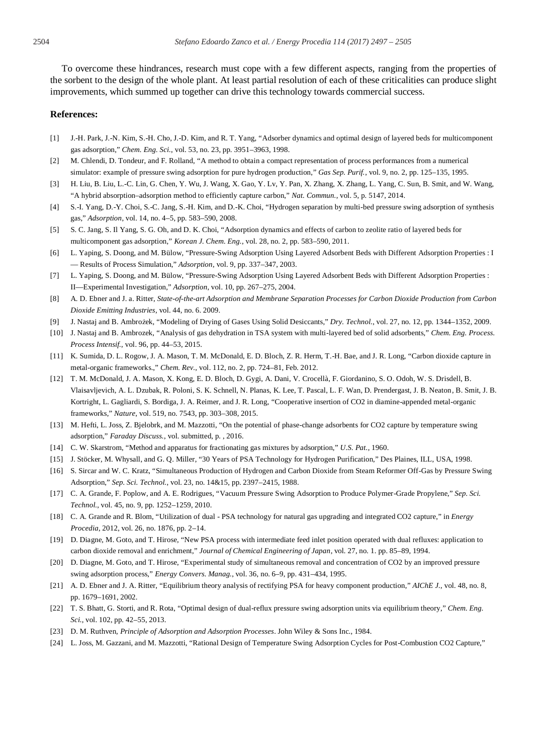To overcome these hindrances, research must cope with a few different aspects, ranging from the properties of the sorbent to the design of the whole plant. At least partial resolution of each of these criticalities can produce slight improvements, which summed up together can drive this technology towards commercial success.

**References:**

[1] J.-H. Park, J.-N. Kim, S.-H. Cho, J.-D. Kim, and R. T. Yang, "Adsorber dynamics and optimal design of layered beds for multicomponent gas adsorption," *Chem. Eng. Sci.*, vol. 53, no. 23, pp. 3951–3963, 1998.

[2] M. Chlendi, D. Tondeur, and F. Rolland, "A method to obtain a compact representation of process performances from a numerical simulator: example of pressure swing adsorption for pure hydrogen production," *Gas Sep. Purif.*, vol. 9, no. 2, pp. 125–135, 1995.

[3] H. Liu, B. Liu, L.-C. Lin, G. Chen, Y. Wu, J. Wang, X. Gao, Y. Lv, Y. Pan, X. Zhang, X. Zhang, L. Yang, C. Sun, B. Smit, and W. Wang, "A hybrid absorption–adsorption method to efficiently capture carbon," *Nat. Commun.*, vol. 5, p. 5147, 2014.

[4] S.-I. Yang, D.-Y. Choi, S.-C. Jang, S.-H. Kim, and D.-K. Choi, "Hydrogen separation by multi-bed pressure swing adsorption of synthesis gas," *Adsorption*, vol. 14, no. 4–5, pp. 583–590, 2008.

[5] S. C. Jang, S. Il Yang, S. G. Oh, and D. K. Choi, "Adsorption dynamics and effects of carbon to zeolite ratio of layered beds for multicomponent gas adsorption," *Korean J. Chem. Eng.*, vol. 28, no. 2, pp. 583–590, 2011.

[6] L. Yaping, S. Doong, and M. Bülow, "Pressure-Swing Adsorption Using Layered Adsorbent Beds with Different Adsorption Properties : I — Results of Process Simulation," *Adsorption*, vol. 9, pp. 337–347, 2003.

[7] L. Yaping, S. Doong, and M. Bülow, "Pressure-Swing Adsorption Using Layered Adsorbent Beds with Different Adsorption Properties : II—Experimental Investigation," *Adsorption*, vol. 10, pp. 267–275, 2004.

[8] A. D. Ebner and J. a. Ritter, *State-of-the-art Adsorption and Membrane Separation Processes for Carbon Dioxide Production from Carbon Dioxide Emitting Industries*, vol. 44, no. 6. 2009.

[9] J. Nastaj and B. Ambrożek, "Modeling of Drying of Gases Using Solid Desiccants," *Dry. Technol.*, vol. 27, no. 12, pp. 1344–1352, 2009.

[10] J. Nastaj and B. Ambrozek, "Analysis of gas dehydration in TSA system with multi-layered bed of solid adsorbents," *Chem. Eng. Process. Process Intensif.*, vol. 96, pp. 44–53, 2015.

[11] K. Sumida, D. L. Rogow, J. A. Mason, T. M. McDonald, E. D. Bloch, Z. R. Herm, T.-H. Bae, and J. R. Long, "Carbon dioxide capture in metal-organic frameworks.," *Chem. Rev.*, vol. 112, no. 2, pp. 724–81, Feb. 2012.

[12] T. M. McDonald, J. A. Mason, X. Kong, E. D. Bloch, D. Gygi, A. Dani, V. Crocellà, F. Giordanino, S. O. Odoh, W. S. Drisdell, B. Vlaisavljevich, A. L. Dzubak, R. Poloni, S. K. Schnell, N. Planas, K. Lee, T. Pascal, L. F. Wan, D. Prendergast, J. B. Neaton, B. Smit, J. B. Kortright, L. Gagliardi, S. Bordiga, J. A. Reimer, and J. R. Long, "Cooperative insertion of CO2 in diamine-appended metal-organic frameworks," *Nature*, vol. 519, no. 7543, pp. 303–308, 2015.

[13] M. Hefti, L. Joss, Z. Bjelobrk, and M. Mazzotti, "On the potential of phase-change adsorbents for CO2 capture by temperature swing adsorption," *Faraday Discuss.*, vol. submitted, p. , 2016.

[14] C. W. Skarstrom, "Method and apparatus for fractionating gas mixtures by adsorption," *U.S. Pat.*, 1960.

[15] J. Stöcker, M. Whysall, and G. Q. Miller, "30 Years of PSA Technology for Hydrogen Purification," Des Plaines, ILL, USA, 1998.

[16] S. Sircar and W. C. Kratz, "Simultaneous Production of Hydrogen and Carbon Dioxide from Steam Reformer Off-Gas by Pressure Swing Adsorption," *Sep. Sci. Technol.*, vol. 23, no. 14&15, pp. 2397–2415, 1988.

[17] C. A. Grande, F. Poplow, and A. E. Rodrigues, "Vacuum Pressure Swing Adsorption to Produce Polymer-Grade Propylene," *Sep. Sci. Technol.*, vol. 45, no. 9, pp. 1252–1259, 2010.

[18] C. A. Grande and R. Blom, "Utilization of dual - PSA technology for natural gas upgrading and integrated CO2 capture," in *Energy Procedia*, 2012, vol. 26, no. 1876, pp. 2–14.

[19] D. Diagne, M. Goto, and T. Hirose, "New PSA process with intermediate feed inlet position operated with dual refluxes: application to carbon dioxide removal and enrichment," *Journal of Chemical Engineering of Japan*, vol. 27, no. 1. pp. 85–89, 1994.

[20] D. Diagne, M. Goto, and T. Hirose, "Experimental study of simultaneous removal and concentration of CO2 by an improved pressure swing adsorption process," *Energy Convers. Manag.*, vol. 36, no. 6–9, pp. 431–434, 1995.

[21] A. D. Ebner and J. A. Ritter, "Equilibrium theory analysis of rectifying PSA for heavy component production," *AIChE J.*, vol. 48, no. 8, pp. 1679–1691, 2002.

[22] T. S. Bhatt, G. Storti, and R. Rota, "Optimal design of dual-reflux pressure swing adsorption units via equilibrium theory," *Chem. Eng. Sci.*, vol. 102, pp. 42–55, 2013.

[23] D. M. Ruthven, *Principle of Adsorption and Adsorption Processes*. John Wiley & Sons Inc., 1984.

[24] L. Joss, M. Gazzani, and M. Mazzotti, "Rational Design of Temperature Swing Adsorption Cycles for Post-Combustion CO2 Capture,"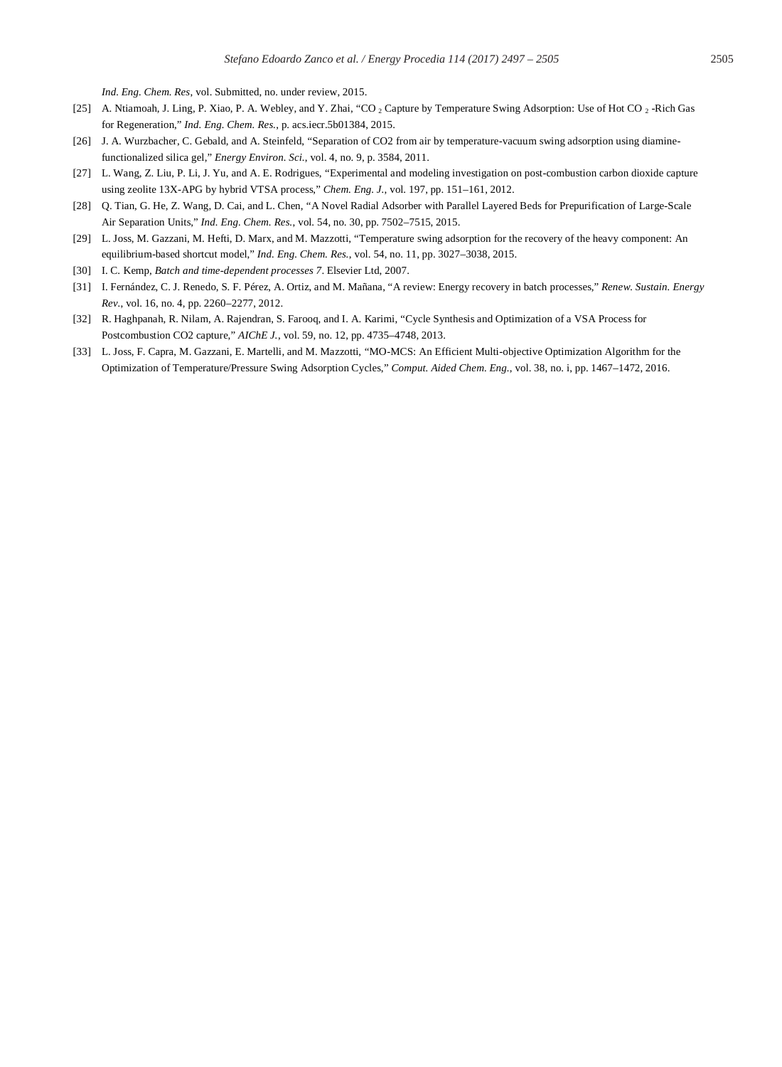*Ind. Eng. Chem. Res*, vol. Submitted, no. under review, 2015.

[25] A. Ntiamoah, J. Ling, P. Xiao, P. A. Webley, and Y. Zhai, "$CO_2$ Capture by Temperature Swing Adsorption: Use of Hot $CO_2$ -Rich Gas for Regeneration," *Ind. Eng. Chem. Res.*, p. acs.iecr.5b01384, 2015.

[26] J. A. Wurzbacher, C. Gebald, and A. Steinfeld, "Separation of CO2 from air by temperature-vacuum swing adsorption using diamine-functionalized silica gel," *Energy Environ. Sci.*, vol. 4, no. 9, p. 3584, 2011.

[27] L. Wang, Z. Liu, P. Li, J. Yu, and A. E. Rodrigues, "Experimental and modeling investigation on post-combustion carbon dioxide capture using zeolite 13X-APG by hybrid VTSA process," *Chem. Eng. J.*, vol. 197, pp. 151–161, 2012.

[28] Q. Tian, G. He, Z. Wang, D. Cai, and L. Chen, "A Novel Radial Adsorber with Parallel Layered Beds for Prepurification of Large-Scale Air Separation Units," *Ind. Eng. Chem. Res.*, vol. 54, no. 30, pp. 7502–7515, 2015.

[29] L. Joss, M. Gazzani, M. Hefti, D. Marx, and M. Mazzotti, "Temperature swing adsorption for the recovery of the heavy component: An equilibrium-based shortcut model," *Ind. Eng. Chem. Res.*, vol. 54, no. 11, pp. 3027–3038, 2015.

[30] I. C. Kemp, *Batch and time-dependent processes 7*. Elsevier Ltd, 2007.

[31] I. Fernández, C. J. Renedo, S. F. Pérez, A. Ortiz, and M. Mañana, "A review: Energy recovery in batch processes," *Renew. Sustain. Energy Rev.*, vol. 16, no. 4, pp. 2260–2277, 2012.

[32] R. Haghpanah, R. Nilam, A. Rajendran, S. Farooq, and I. A. Karimi, "Cycle Synthesis and Optimization of a VSA Process for Postcombustion CO2 capture," *AIChE J.*, vol. 59, no. 12, pp. 4735–4748, 2013.

[33] L. Joss, F. Capra, M. Gazzani, E. Martelli, and M. Mazzotti, "MO-MCS: An Efficient Multi-objective Optimization Algorithm for the Optimization of Temperature/Pressure Swing Adsorption Cycles," *Comput. Aided Chem. Eng.*, vol. 38, no. i, pp. 1467–1472, 2016.